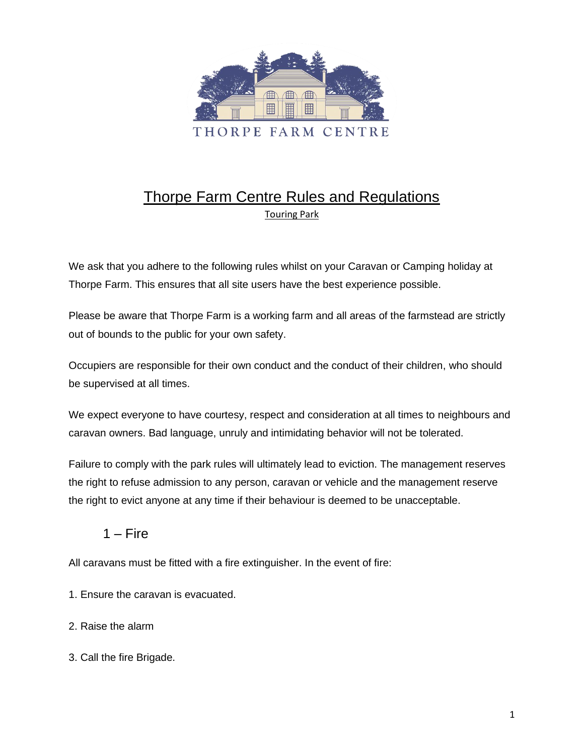THORPE FARM CENTRE

# Thorpe Farm Centre Rules and Regulations

## Touring Park

We ask that you adhere to the following rules whilst on your Caravan or Camping holiday at Thorpe Farm. This ensures that all site users have the best experience possible.

Please be aware that Thorpe Farm is a working farm and all areas of the farmstead are strictly out of bounds to the public for your own safety.

Occupiers are responsible for their own conduct and the conduct of their children, who should be supervised at all times.

We expect everyone to have courtesy, respect and consideration at all times to neighbours and caravan owners. Bad language, unruly and intimidating behavior will not be tolerated.

Failure to comply with the park rules will ultimately lead to eviction. The management reserves the right to refuse admission to any person, caravan or vehicle and the management reserve the right to evict anyone at any time if their behaviour is deemed to be unacceptable.

### 1 – Fire

All caravans must be fitted with a fire extinguisher. In the event of fire:

1. Ensure the caravan is evacuated.

2. Raise the alarm

3. Call the fire Brigade.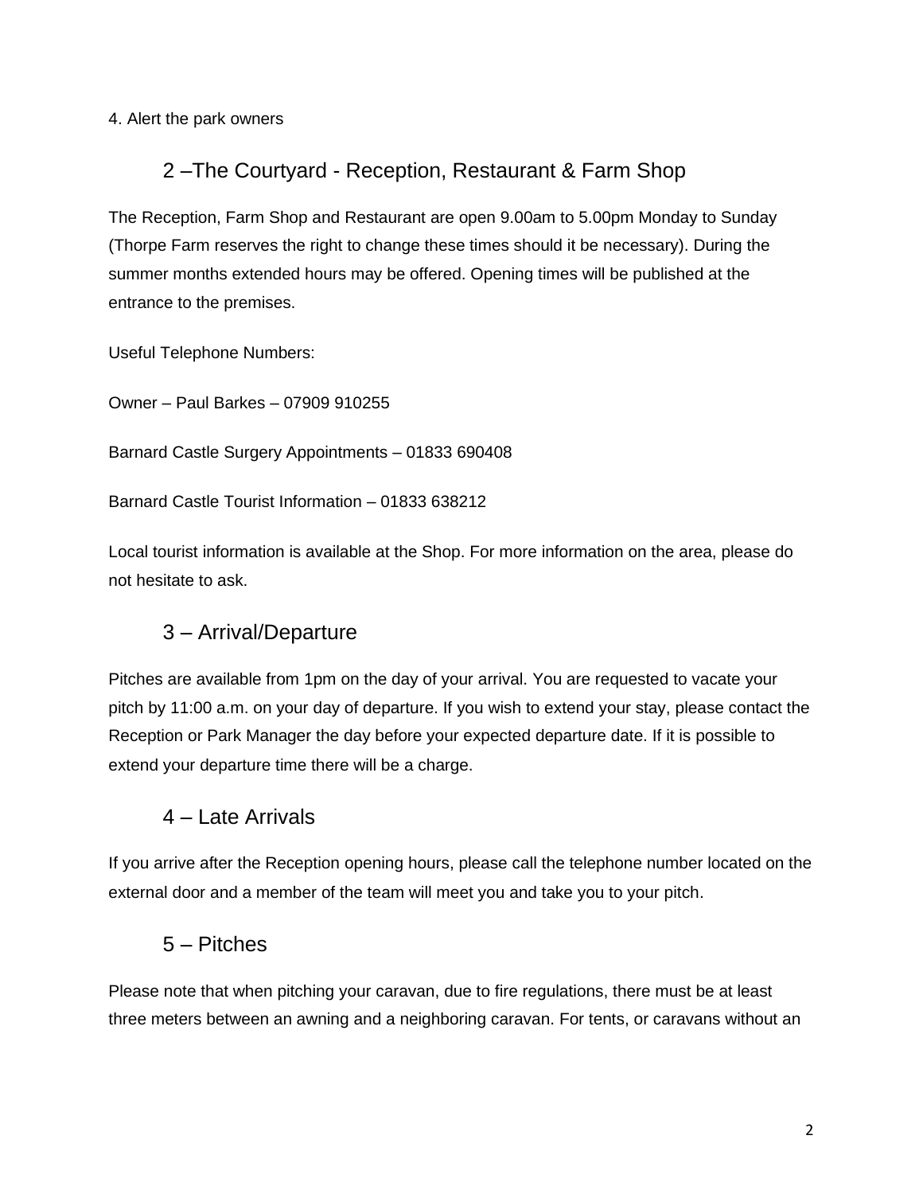4. Alert the park owners

## 2 –The Courtyard - Reception, Restaurant & Farm Shop

The Reception, Farm Shop and Restaurant are open 9.00am to 5.00pm Monday to Sunday (Thorpe Farm reserves the right to change these times should it be necessary). During the summer months extended hours may be offered. Opening times will be published at the entrance to the premises.

Useful Telephone Numbers:

Owner – Paul Barkes – 07909 910255

Barnard Castle Surgery Appointments – 01833 690408

Barnard Castle Tourist Information – 01833 638212

Local tourist information is available at the Shop. For more information on the area, please do not hesitate to ask.

## 3 – Arrival/Departure

Pitches are available from 1pm on the day of your arrival. You are requested to vacate your pitch by 11:00 a.m. on your day of departure. If you wish to extend your stay, please contact the Reception or Park Manager the day before your expected departure date. If it is possible to extend your departure time there will be a charge.

## 4 – Late Arrivals

If you arrive after the Reception opening hours, please call the telephone number located on the external door and a member of the team will meet you and take you to your pitch.

## 5 – Pitches

Please note that when pitching your caravan, due to fire regulations, there must be at least three meters between an awning and a neighboring caravan. For tents, or caravans without an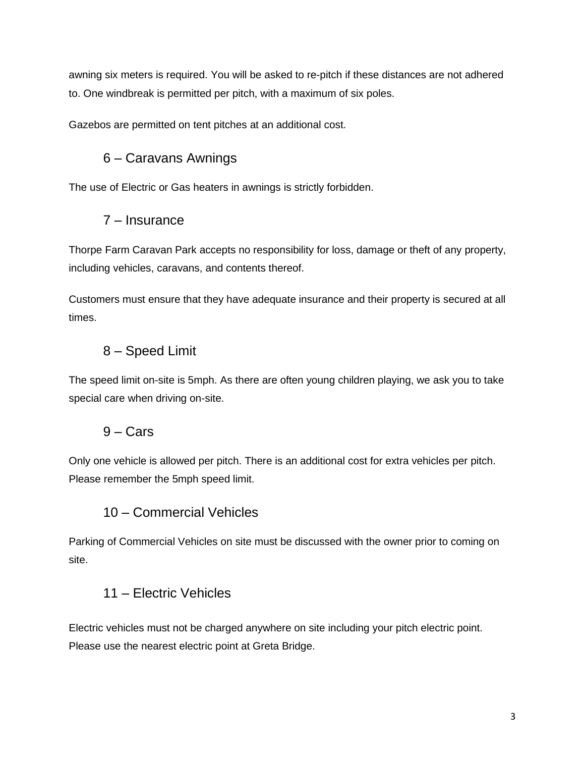awning six meters is required. You will be asked to re-pitch if these distances are not adhered to. One windbreak is permitted per pitch, with a maximum of six poles.

Gazebos are permitted on tent pitches at an additional cost.

## 6 – Caravans Awnings

The use of Electric or Gas heaters in awnings is strictly forbidden.

## 7 – Insurance

Thorpe Farm Caravan Park accepts no responsibility for loss, damage or theft of any property, including vehicles, caravans, and contents thereof.

Customers must ensure that they have adequate insurance and their property is secured at all times.

## 8 – Speed Limit

The speed limit on-site is 5mph. As there are often young children playing, we ask you to take special care when driving on-site.

## 9 – Cars

Only one vehicle is allowed per pitch. There is an additional cost for extra vehicles per pitch. Please remember the 5mph speed limit.

## 10 – Commercial Vehicles

Parking of Commercial Vehicles on site must be discussed with the owner prior to coming on site.

## 11 – Electric Vehicles

Electric vehicles must not be charged anywhere on site including your pitch electric point. Please use the nearest electric point at Greta Bridge.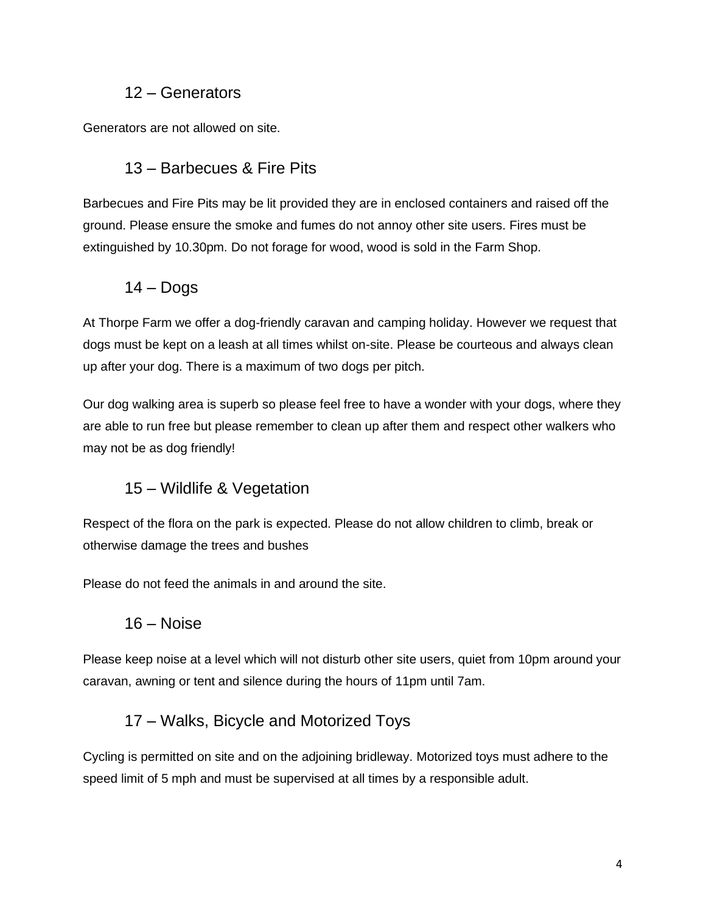## 12 – Generators

Generators are not allowed on site.

## 13 – Barbecues & Fire Pits

Barbecues and Fire Pits may be lit provided they are in enclosed containers and raised off the ground. Please ensure the smoke and fumes do not annoy other site users. Fires must be extinguished by 10.30pm. Do not forage for wood, wood is sold in the Farm Shop.

## 14 – Dogs

At Thorpe Farm we offer a dog-friendly caravan and camping holiday. However we request that dogs must be kept on a leash at all times whilst on-site. Please be courteous and always clean up after your dog. There is a maximum of two dogs per pitch.

Our dog walking area is superb so please feel free to have a wonder with your dogs, where they are able to run free but please remember to clean up after them and respect other walkers who may not be as dog friendly!

## 15 – Wildlife & Vegetation

Respect of the flora on the park is expected. Please do not allow children to climb, break or otherwise damage the trees and bushes

Please do not feed the animals in and around the site.

## 16 – Noise

Please keep noise at a level which will not disturb other site users, quiet from 10pm around your caravan, awning or tent and silence during the hours of 11pm until 7am.

## 17 – Walks, Bicycle and Motorized Toys

Cycling is permitted on site and on the adjoining bridleway. Motorized toys must adhere to the speed limit of 5 mph and must be supervised at all times by a responsible adult.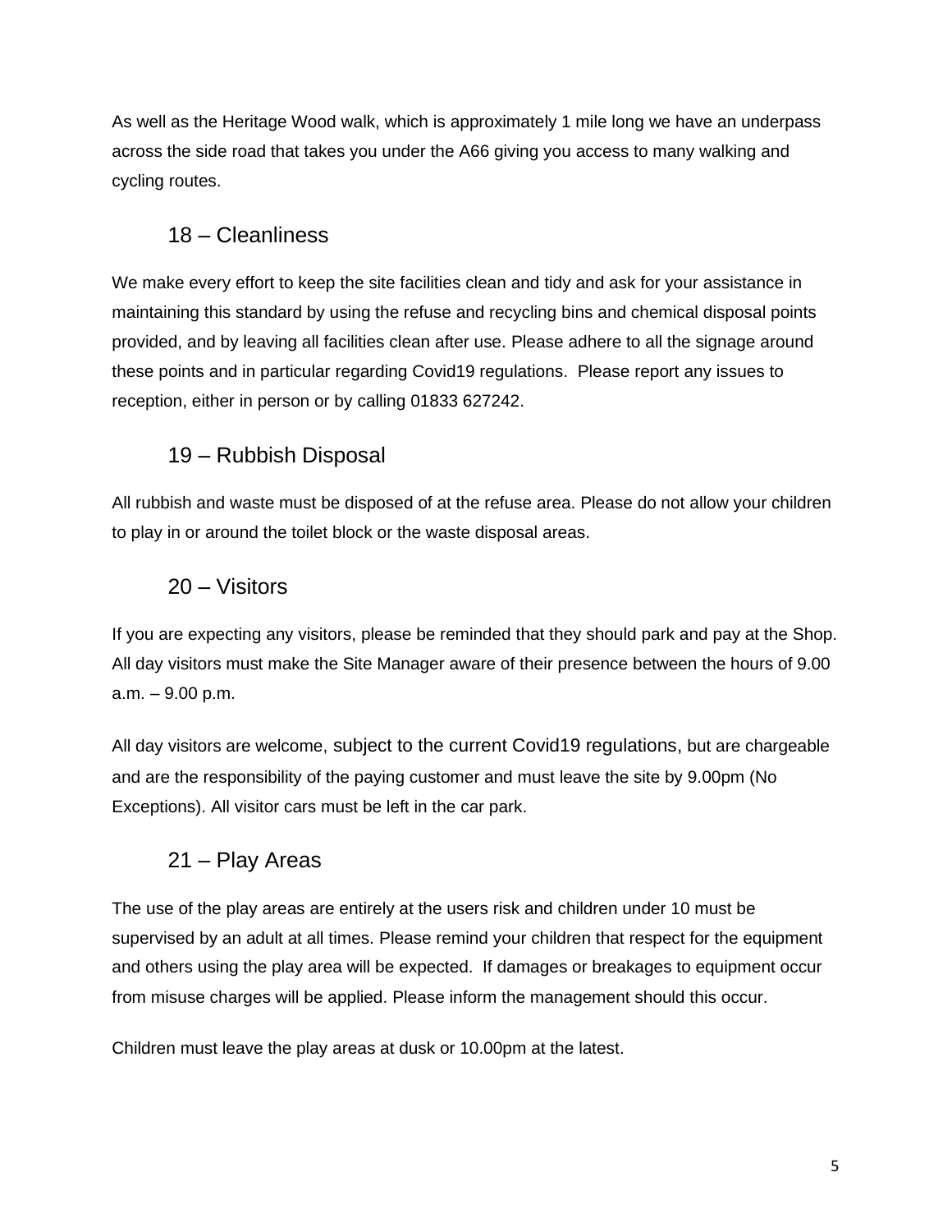As well as the Heritage Wood walk, which is approximately 1 mile long we have an underpass across the side road that takes you under the A66 giving you access to many walking and cycling routes.

## 18 – Cleanliness

We make every effort to keep the site facilities clean and tidy and ask for your assistance in maintaining this standard by using the refuse and recycling bins and chemical disposal points provided, and by leaving all facilities clean after use. Please adhere to all the signage around these points and in particular regarding Covid19 regulations. Please report any issues to reception, either in person or by calling 01833 627242.

## 19 – Rubbish Disposal

All rubbish and waste must be disposed of at the refuse area. Please do not allow your children to play in or around the toilet block or the waste disposal areas.

## 20 – Visitors

If you are expecting any visitors, please be reminded that they should park and pay at the Shop. All day visitors must make the Site Manager aware of their presence between the hours of 9.00 a.m. – 9.00 p.m.

All day visitors are welcome, subject to the current Covid19 regulations, but are chargeable and are the responsibility of the paying customer and must leave the site by 9.00pm (No Exceptions). All visitor cars must be left in the car park.

## 21 – Play Areas

The use of the play areas are entirely at the users risk and children under 10 must be supervised by an adult at all times. Please remind your children that respect for the equipment and others using the play area will be expected. If damages or breakages to equipment occur from misuse charges will be applied. Please inform the management should this occur.

Children must leave the play areas at dusk or 10.00pm at the latest.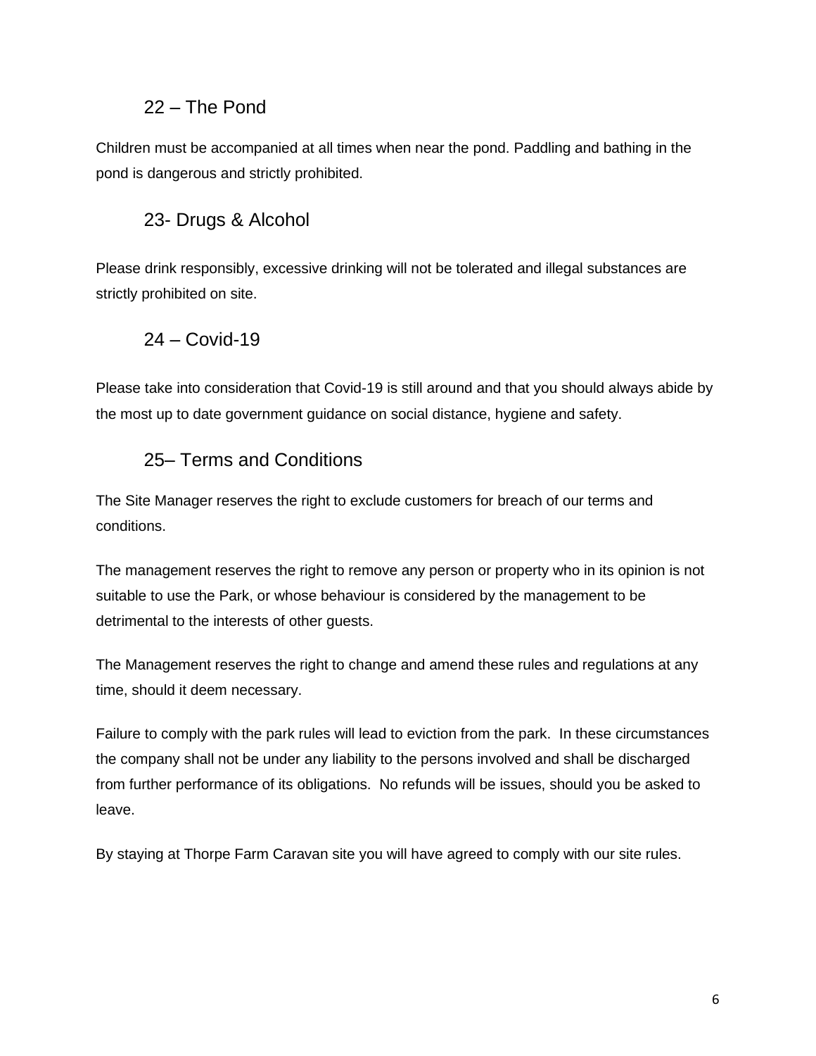## 22 – The Pond

Children must be accompanied at all times when near the pond. Paddling and bathing in the pond is dangerous and strictly prohibited.

## 23- Drugs & Alcohol

Please drink responsibly, excessive drinking will not be tolerated and illegal substances are strictly prohibited on site.

## 24 – Covid-19

Please take into consideration that Covid-19 is still around and that you should always abide by the most up to date government guidance on social distance, hygiene and safety.

## 25– Terms and Conditions

The Site Manager reserves the right to exclude customers for breach of our terms and conditions.

The management reserves the right to remove any person or property who in its opinion is not suitable to use the Park, or whose behaviour is considered by the management to be detrimental to the interests of other guests.

The Management reserves the right to change and amend these rules and regulations at any time, should it deem necessary.

Failure to comply with the park rules will lead to eviction from the park. In these circumstances the company shall not be under any liability to the persons involved and shall be discharged from further performance of its obligations. No refunds will be issues, should you be asked to leave.

By staying at Thorpe Farm Caravan site you will have agreed to comply with our site rules.